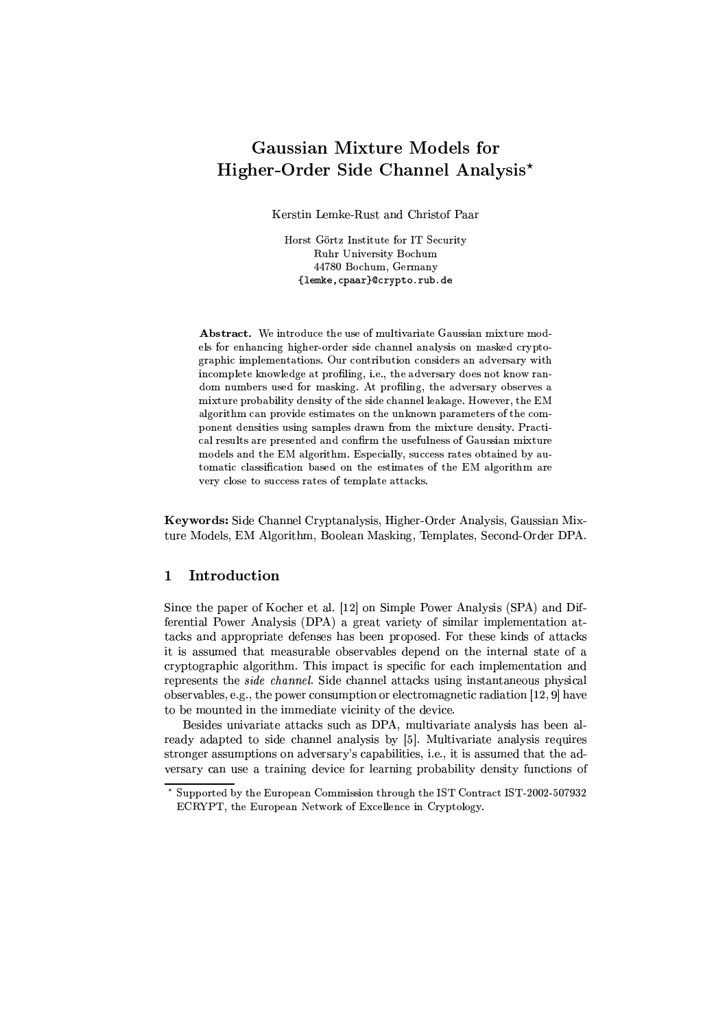# Gaussian Mixture Models for Higher-Order Side Channel Analysis*

Kerstin Lemke-Rust and Christof Paar

Horst Görtz Institute for IT Security
Ruhr University Bochum
44780 Bochum, Germany
{lemke,cpaar}@crypto.rub.de

**Abstract.** We introduce the use of multivariate Gaussian mixture models for enhancing higher-order side channel analysis on masked cryptographic implementations. Our contribution considers an adversary with incomplete knowledge at profiling, i.e., the adversary does not know random numbers used for masking. At profiling, the adversary observes a mixture probability density of the side channel leakage. However, the EM algorithm can provide estimates on the unknown parameters of the component densities using samples drawn from the mixture density. Practical results are presented and confirm the usefulness of Gaussian mixture models and the EM algorithm. Especially, success rates obtained by automatic classification based on the estimates of the EM algorithm are very close to success rates of template attacks.

**Keywords:** Side Channel Cryptanalysis, Higher-Order Analysis, Gaussian Mixture Models, EM Algorithm, Boolean Masking, Templates, Second-Order DPA.

## 1 Introduction

Since the paper of Kocher et al. [12] on Simple Power Analysis (SPA) and Differential Power Analysis (DPA) a great variety of similar implementation attacks and appropriate defenses has been proposed. For these kinds of attacks it is assumed that measurable observables depend on the internal state of a cryptographic algorithm. This impact is specific for each implementation and represents the *side channel*. Side channel attacks using instantaneous physical observables, e.g., the power consumption or electromagnetic radiation [12, 9] have to be mounted in the immediate vicinity of the device.

Besides univariate attacks such as DPA, multivariate analysis has been already adapted to side channel analysis by [5]. Multivariate analysis requires stronger assumptions on adversary's capabilities, i.e., it is assumed that the adversary can use a training device for learning probability density functions of

---

* Supported by the European Commission through the IST Contract IST-2002-507932 ECRYPT, the European Network of Excellence in Cryptology.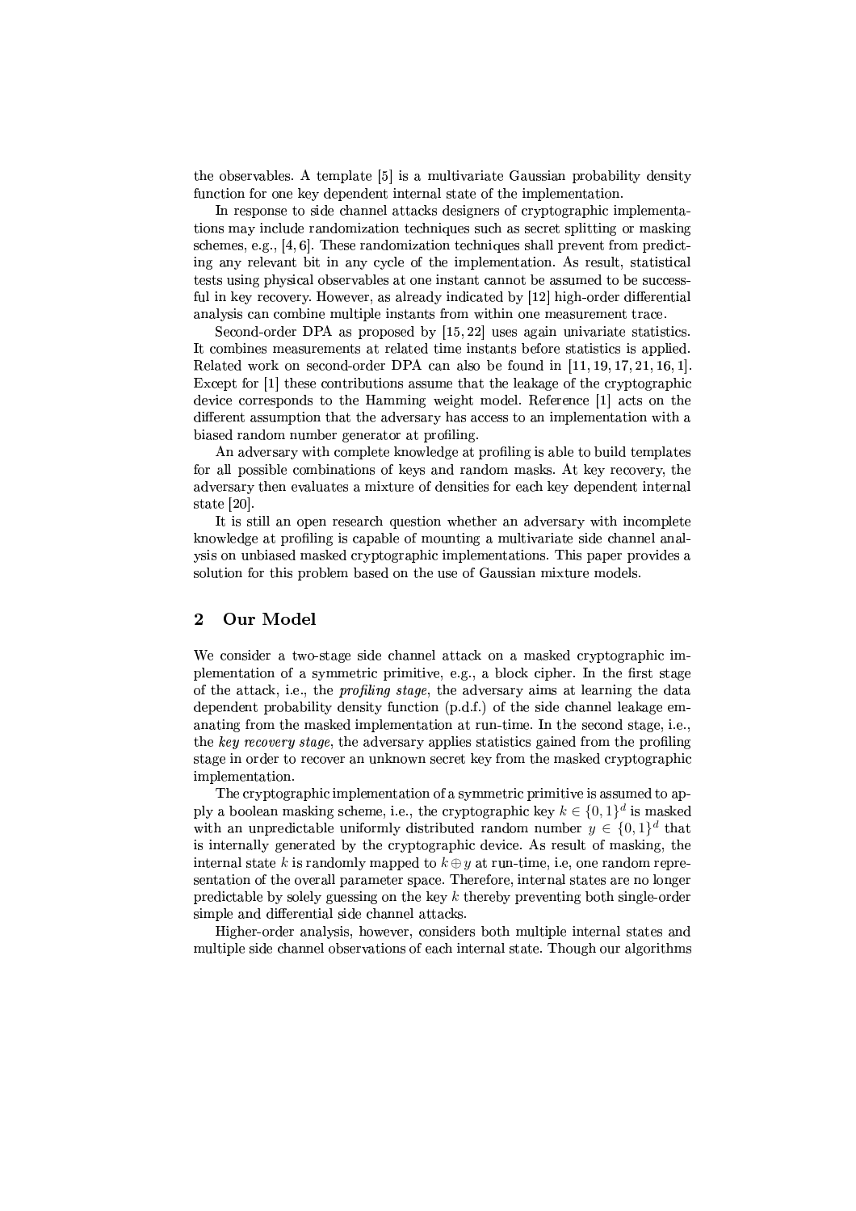the observables. A template [5] is a multivariate Gaussian probability density function for one key dependent internal state of the implementation.

In response to side channel attacks designers of cryptographic implementations may include randomization techniques such as secret splitting or masking schemes, e.g., [4, 6]. These randomization techniques shall prevent from predicting any relevant bit in any cycle of the implementation. As result, statistical tests using physical observables at one instant cannot be assumed to be successful in key recovery. However, as already indicated by [12] high-order differential analysis can combine multiple instants from within one measurement trace.

Second-order DPA as proposed by [15, 22] uses again univariate statistics. It combines measurements at related time instants before statistics is applied. Related work on second-order DPA can also be found in [11, 19, 17, 21, 16, 1]. Except for [1] these contributions assume that the leakage of the cryptographic device corresponds to the Hamming weight model. Reference [1] acts on the different assumption that the adversary has access to an implementation with a biased random number generator at profiling.

An adversary with complete knowledge at profiling is able to build templates for all possible combinations of keys and random masks. At key recovery, the adversary then evaluates a mixture of densities for each key dependent internal state [20].

It is still an open research question whether an adversary with incomplete knowledge at profiling is capable of mounting a multivariate side channel analysis on unbiased masked cryptographic implementations. This paper provides a solution for this problem based on the use of Gaussian mixture models.

## 2 Our Model

We consider a two-stage side channel attack on a masked cryptographic implementation of a symmetric primitive, e.g., a block cipher. In the first stage of the attack, i.e., the *profiling stage*, the adversary aims at learning the data dependent probability density function (p.d.f.) of the side channel leakage emanating from the masked implementation at run-time. In the second stage, i.e., the *key recovery stage*, the adversary applies statistics gained from the profiling stage in order to recover an unknown secret key from the masked cryptographic implementation.

The cryptographic implementation of a symmetric primitive is assumed to apply a boolean masking scheme, i.e., the cryptographic key $k \in \{0,1\}^d$ is masked with an unpredictable uniformly distributed random number $y \in \{0,1\}^d$ that is internally generated by the cryptographic device. As result of masking, the internal state $k$ is randomly mapped to $k \oplus y$ at run-time, i.e, one random representation of the overall parameter space. Therefore, internal states are no longer predictable by solely guessing on the key $k$ thereby preventing both single-order simple and differential side channel attacks.

Higher-order analysis, however, considers both multiple internal states and multiple side channel observations of each internal state. Though our algorithms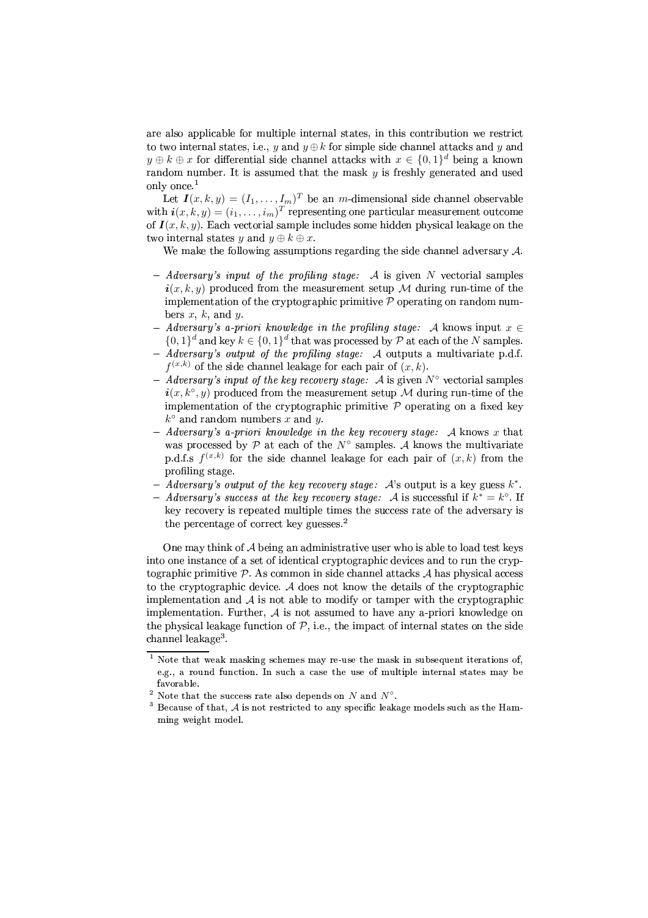are also applicable for multiple internal states, in this contribution we restrict to two internal states, i.e., $y$ and $y \oplus k$ for simple side channel attacks and $y$ and $y \oplus k \oplus x$ for differential side channel attacks with $x \in \{0,1\}^d$ being a known random number. It is assumed that the mask $y$ is freshly generated and used only once.[1]

Let $\boldsymbol{I}(x,k,y) = (I_1, \ldots, I_m)^T$ be an $m$-dimensional side channel observable with $\boldsymbol{i}(x,k,y) = (i_1, \ldots, i_m)^T$ representing one particular measurement outcome of $\boldsymbol{I}(x,k,y)$. Each vectorial sample includes some hidden physical leakage on the two internal states $y$ and $y \oplus k \oplus x$.

We make the following assumptions regarding the side channel adversary $\mathcal{A}$.

- *Adversary's input of the profiling stage:* $\mathcal{A}$ is given $N$ vectorial samples $\boldsymbol{i}(x,k,y)$ produced from the measurement setup $\mathcal{M}$ during run-time of the implementation of the cryptographic primitive $\mathcal{P}$ operating on random numbers $x$, $k$, and $y$.
- *Adversary's a-priori knowledge in the profiling stage:* $\mathcal{A}$ knows input $x \in \{0,1\}^d$ and key $k \in \{0,1\}^d$ that was processed by $\mathcal{P}$ at each of the $N$ samples.
- *Adversary's output of the profiling stage:* $\mathcal{A}$ outputs a multivariate p.d.f. $f^{(x,k)}$ of the side channel leakage for each pair of $(x,k)$.
- *Adversary's input of the key recovery stage:* $\mathcal{A}$ is given $N^\circ$ vectorial samples $\boldsymbol{i}(x,k^\circ,y)$ produced from the measurement setup $\mathcal{M}$ during run-time of the implementation of the cryptographic primitive $\mathcal{P}$ operating on a fixed key $k^\circ$ and random numbers $x$ and $y$.
- *Adversary's a-priori knowledge in the key recovery stage:* $\mathcal{A}$ knows $x$ that was processed by $\mathcal{P}$ at each of the $N^\circ$ samples. $\mathcal{A}$ knows the multivariate p.d.f.s $f^{(x,k)}$ for the side channel leakage for each pair of $(x,k)$ from the profiling stage.
- *Adversary's output of the key recovery stage:* $\mathcal{A}$'s output is a key guess $k^*$.
- *Adversary's success at the key recovery stage:* $\mathcal{A}$ is successful if $k^* = k^\circ$. If key recovery is repeated multiple times the success rate of the adversary is the percentage of correct key guesses.[2]

One may think of $\mathcal{A}$ being an administrative user who is able to load test keys into one instance of a set of identical cryptographic devices and to run the cryptographic primitive $\mathcal{P}$. As common in side channel attacks $\mathcal{A}$ has physical access to the cryptographic device. $\mathcal{A}$ does not know the details of the cryptographic implementation and $\mathcal{A}$ is not able to modify or tamper with the cryptographic implementation. Further, $\mathcal{A}$ is not assumed to have any a-priori knowledge on the physical leakage function of $\mathcal{P}$, i.e., the impact of internal states on the side channel leakage[3].

---

[1] Note that weak masking schemes may re-use the mask in subsequent iterations of, e.g., a round function. In such a case the use of multiple internal states may be favorable.

[2] Note that the success rate also depends on $N$ and $N^\circ$.

[3] Because of that, $\mathcal{A}$ is not restricted to any specific leakage models such as the Hamming weight model.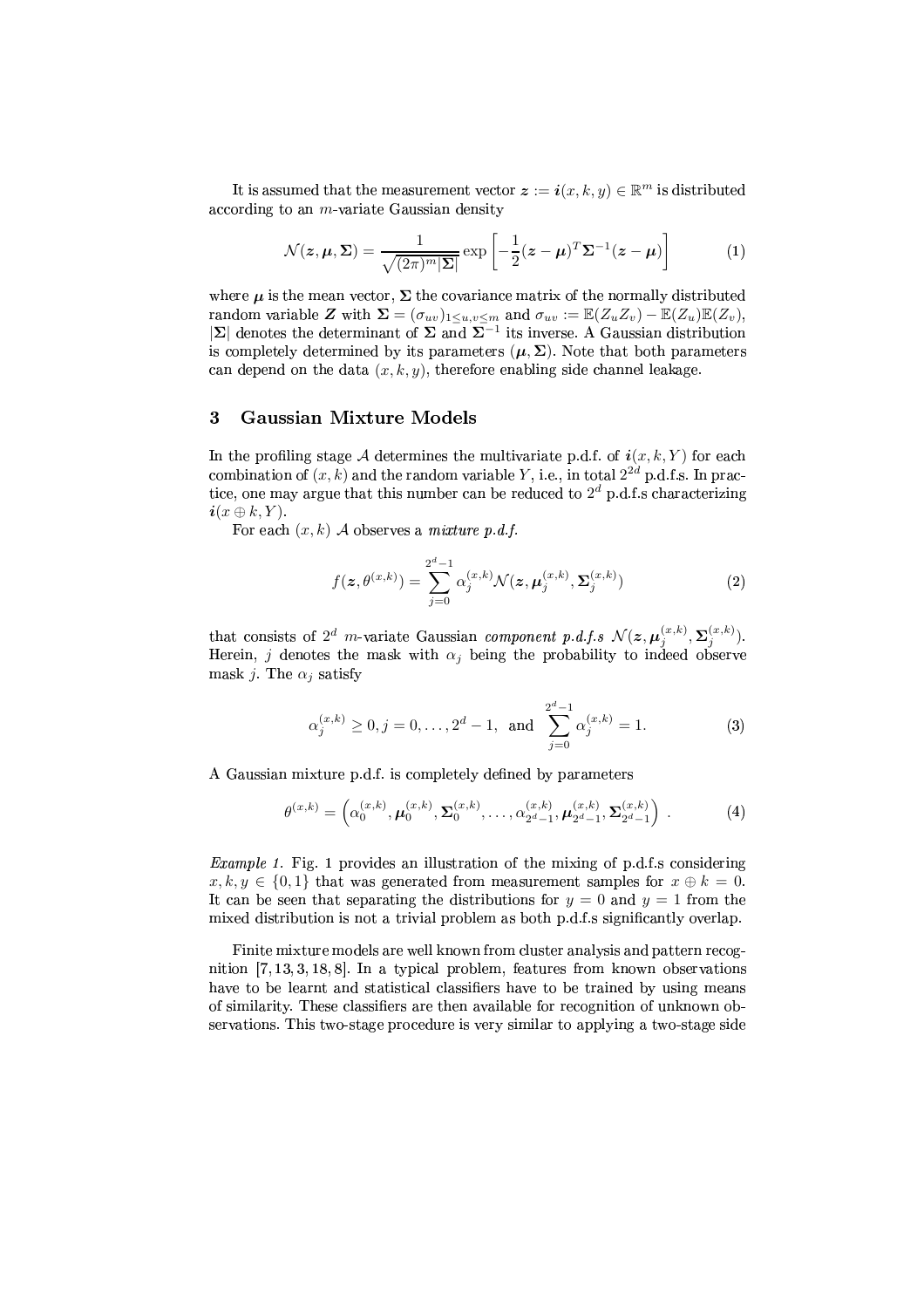It is assumed that the measurement vector $\boldsymbol{z} := \boldsymbol{i}(x, k, y) \in \mathbb{R}^m$ is distributed according to an $m$-variate Gaussian density

$$\mathcal{N}(\boldsymbol{z}, \boldsymbol{\mu}, \boldsymbol{\Sigma}) = \frac{1}{\sqrt{(2\pi)^m |\boldsymbol{\Sigma}|}} \exp\left[ -\frac{1}{2} (\boldsymbol{z} - \boldsymbol{\mu})^T \boldsymbol{\Sigma}^{-1} (\boldsymbol{z} - \boldsymbol{\mu}) \right] \tag{1}$$

where $\boldsymbol{\mu}$ is the mean vector, $\boldsymbol{\Sigma}$ the covariance matrix of the normally distributed random variable $\boldsymbol{Z}$ with $\boldsymbol{\Sigma} = (\sigma_{uv})_{1 \leq u,v \leq m}$ and $\sigma_{uv} := \mathbb{E}(Z_u Z_v) - \mathbb{E}(Z_u)\mathbb{E}(Z_v)$, $|\boldsymbol{\Sigma}|$ denotes the determinant of $\boldsymbol{\Sigma}$ and $\boldsymbol{\Sigma}^{-1}$ its inverse. A Gaussian distribution is completely determined by its parameters $(\boldsymbol{\mu}, \boldsymbol{\Sigma})$. Note that both parameters can depend on the data $(x, k, y)$, therefore enabling side channel leakage.

## 3 Gaussian Mixture Models

In the profiling stage $\mathcal{A}$ determines the multivariate p.d.f. of $\boldsymbol{i}(x, k, Y)$ for each combination of $(x, k)$ and the random variable $Y$, i.e., in total $2^{2d}$ p.d.f.s. In practice, one may argue that this number can be reduced to $2^d$ p.d.f.s characterizing $\boldsymbol{i}(x \oplus k, Y)$.

For each $(x, k)$ $\mathcal{A}$ observes a *mixture p.d.f.*

$$f(\boldsymbol{z}, \theta^{(x,k)}) = \sum_{j=0}^{2^d - 1} \alpha_j^{(x,k)} \mathcal{N}(\boldsymbol{z}, \boldsymbol{\mu}_j^{(x,k)}, \boldsymbol{\Sigma}_j^{(x,k)}) \tag{2}$$

that consists of $2^d$ $m$-variate Gaussian *component p.d.f.s* $\mathcal{N}(\boldsymbol{z}, \boldsymbol{\mu}_j^{(x,k)}, \boldsymbol{\Sigma}_j^{(x,k)})$. Herein, $j$ denotes the mask with $\alpha_j$ being the probability to indeed observe mask $j$. The $\alpha_j$ satisfy

$$\alpha_j^{(x,k)} \geq 0, j = 0, \ldots, 2^d - 1, \text{ and } \sum_{j=0}^{2^d - 1} \alpha_j^{(x,k)} = 1. \tag{3}$$

A Gaussian mixture p.d.f. is completely defined by parameters

$$\theta^{(x,k)} = \left( \alpha_0^{(x,k)}, \boldsymbol{\mu}_0^{(x,k)}, \boldsymbol{\Sigma}_0^{(x,k)}, \ldots, \alpha_{2^d-1}^{(x,k)}, \boldsymbol{\mu}_{2^d-1}^{(x,k)}, \boldsymbol{\Sigma}_{2^d-1}^{(x,k)} \right) . \tag{4}$$

*Example 1.* Fig. 1 provides an illustration of the mixing of p.d.f.s considering $x, k, y \in \{0, 1\}$ that was generated from measurement samples for $x \oplus k = 0$. It can be seen that separating the distributions for $y = 0$ and $y = 1$ from the mixed distribution is not a trivial problem as both p.d.f.s significantly overlap.

Finite mixture models are well known from cluster analysis and pattern recognition [7, 13, 3, 18, 8]. In a typical problem, features from known observations have to be learnt and statistical classifiers have to be trained by using means of similarity. These classifiers are then available for recognition of unknown observations. This two-stage procedure is very similar to applying a two-stage side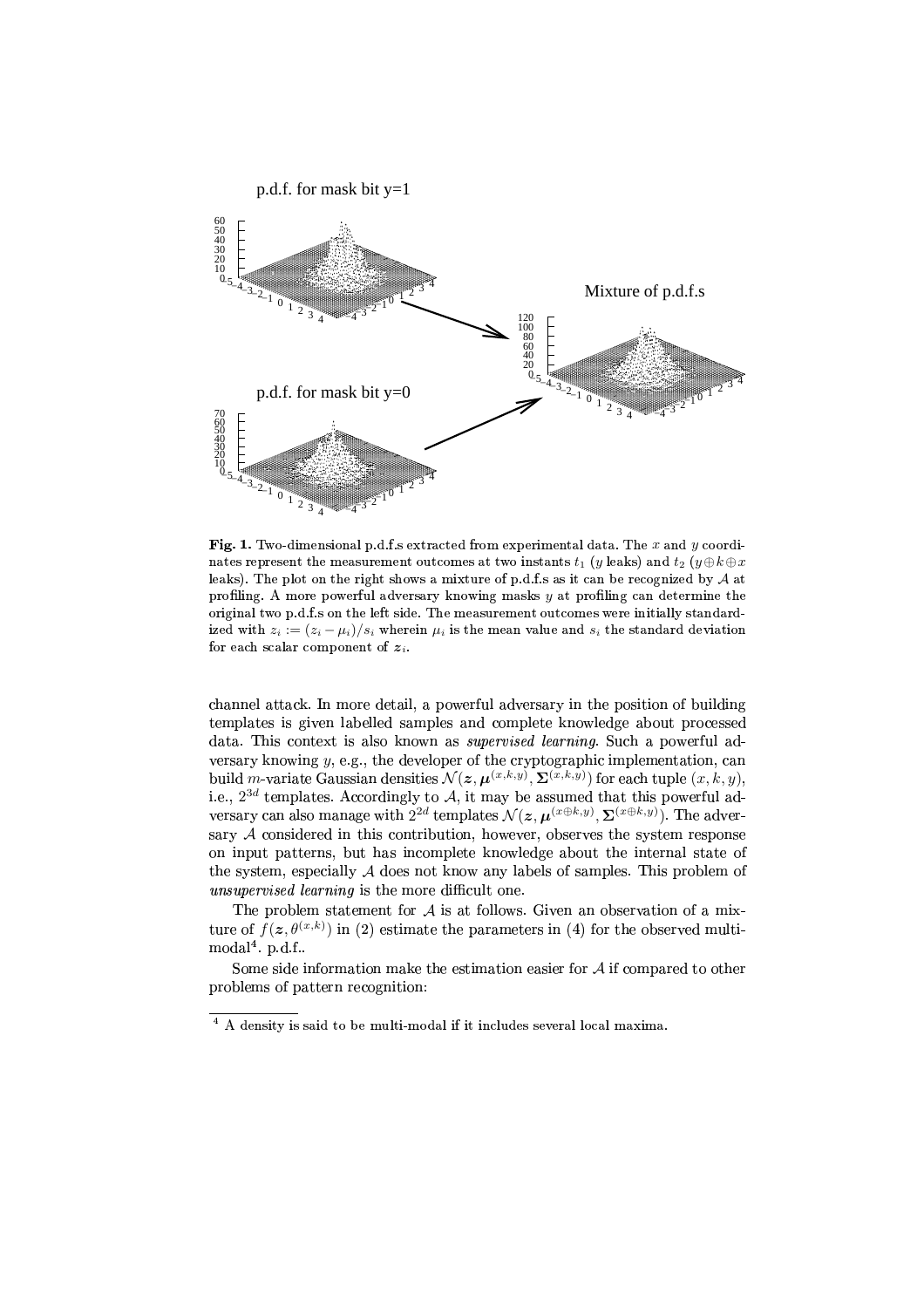**Fig. 1.** Two-dimensional p.d.f.s extracted from experimental data. The $x$ and $y$ coordinates represent the measurement outcomes at two instants $t_1$ ($y$ leaks) and $t_2$ ($y \oplus k \oplus x$ leaks). The plot on the right shows a mixture of p.d.f.s as it can be recognized by $\mathcal{A}$ at profiling. A more powerful adversary knowing masks $y$ at profiling can determine the original two p.d.f.s on the left side. The measurement outcomes were initially standardized with $z_i := (z_i - \mu_i)/s_i$ wherein $\mu_i$ is the mean value and $s_i$ the standard deviation for each scalar component of $\boldsymbol{z}_i$.

channel attack. In more detail, a powerful adversary in the position of building templates is given labelled samples and complete knowledge about processed data. This context is also known as *supervised learning*. Such a powerful adversary knowing $y$, e.g., the developer of the cryptographic implementation, can build $m$-variate Gaussian densities $\mathcal{N}(\boldsymbol{z}, \boldsymbol{\mu}^{(x,k,y)}, \boldsymbol{\Sigma}^{(x,k,y)})$ for each tuple $(x, k, y)$, i.e., $2^{3d}$ templates. Accordingly to $\mathcal{A}$, it may be assumed that this powerful adversary can also manage with $2^{2d}$ templates $\mathcal{N}(\boldsymbol{z}, \boldsymbol{\mu}^{(x \oplus k,y)}, \boldsymbol{\Sigma}^{(x \oplus k,y)})$. The adversary $\mathcal{A}$ considered in this contribution, however, observes the system response on input patterns, but has incomplete knowledge about the internal state of the system, especially $\mathcal{A}$ does not know any labels of samples. This problem of *unsupervised learning* is the more difficult one.

The problem statement for $\mathcal{A}$ is at follows. Given an observation of a mixture of $f(\boldsymbol{z}, \theta^{(x,k)})$ in (2) estimate the parameters in (4) for the observed multi-modal[4]. p.d.f..

Some side information make the estimation easier for $\mathcal{A}$ if compared to other problems of pattern recognition:

[4] A density is said to be multi-modal if it includes several local maxima.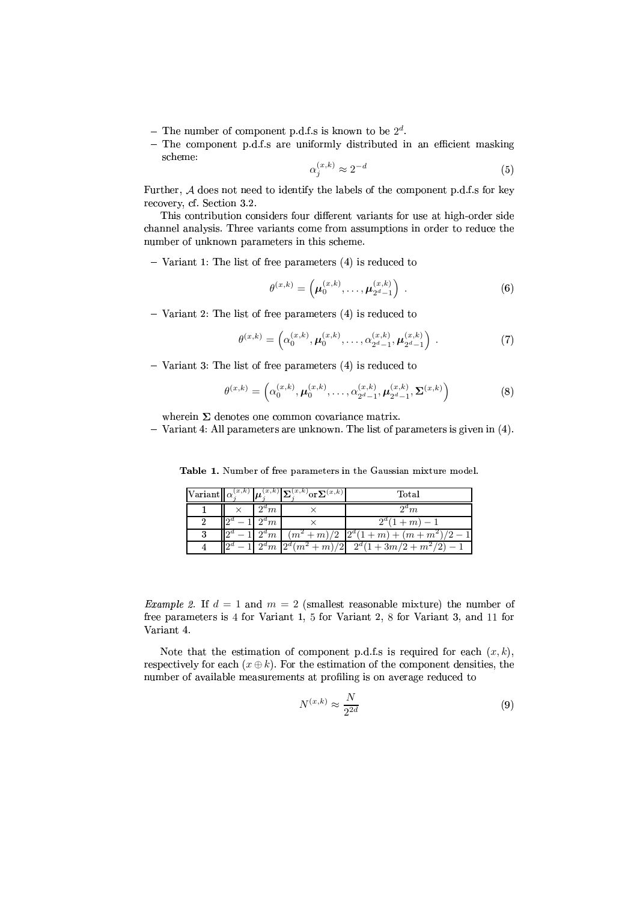- The number of component p.d.f.s is known to be $2^d$.
- The component p.d.f.s are uniformly distributed in an efficient masking scheme:

$$\alpha_j^{(x,k)} \approx 2^{-d} \tag{5}$$

Further, $\mathcal{A}$ does not need to identify the labels of the component p.d.f.s for key recovery, cf. Section 3.2.

This contribution considers four different variants for use at high-order side channel analysis. Three variants come from assumptions in order to reduce the number of unknown parameters in this scheme.

- Variant 1: The list of free parameters (4) is reduced to

$$\theta^{(x,k)} = \left(\boldsymbol{\mu}_0^{(x,k)}, \ldots, \boldsymbol{\mu}_{2^d-1}^{(x,k)}\right) . \tag{6}$$

- Variant 2: The list of free parameters (4) is reduced to

$$\theta^{(x,k)} = \left(\alpha_0^{(x,k)}, \boldsymbol{\mu}_0^{(x,k)}, \ldots, \alpha_{2^d-1}^{(x,k)}, \boldsymbol{\mu}_{2^d-1}^{(x,k)}\right) . \tag{7}$$

- Variant 3: The list of free parameters (4) is reduced to

$$\theta^{(x,k)} = \left(\alpha_0^{(x,k)}, \boldsymbol{\mu}_0^{(x,k)}, \ldots, \alpha_{2^d-1}^{(x,k)}, \boldsymbol{\mu}_{2^d-1}^{(x,k)}, \boldsymbol{\Sigma}^{(x,k)}\right) \tag{8}$$

  wherein $\boldsymbol{\Sigma}$ denotes one common covariance matrix.
- Variant 4: All parameters are unknown. The list of parameters is given in (4).

**Table 1.** Number of free parameters in the Gaussian mixture model.

| Variant | $\alpha_j^{(x,k)}$ | $\boldsymbol{\mu}_j^{(x,k)}$ | $\boldsymbol{\Sigma}_j^{(x,k)}$ or $\boldsymbol{\Sigma}^{(x,k)}$ | Total |
|---|---|---|---|---|
| 1 | $\times$ | $2^d m$ | $\times$ | $2^d m$ |
| 2 | $2^d - 1$ | $2^d m$ | $\times$ | $2^d(1+m) - 1$ |
| 3 | $2^d - 1$ | $2^d m$ | $(m^2+m)/2$ | $2^d(1+m) + (m+m^2)/2 - 1$ |
| 4 | $2^d - 1$ | $2^d m$ | $2^d(m^2+m)/2$ | $2^d(1 + 3m/2 + m^2/2) - 1$ |

*Example 2.* If $d = 1$ and $m = 2$ (smallest reasonable mixture) the number of free parameters is 4 for Variant 1, 5 for Variant 2, 8 for Variant 3, and 11 for Variant 4.

Note that the estimation of component p.d.f.s is required for each $(x, k)$, respectively for each $(x \oplus k)$. For the estimation of the component densities, the number of available measurements at profiling is on average reduced to

$$N^{(x,k)} \approx \frac{N}{2^{2d}} \tag{9}$$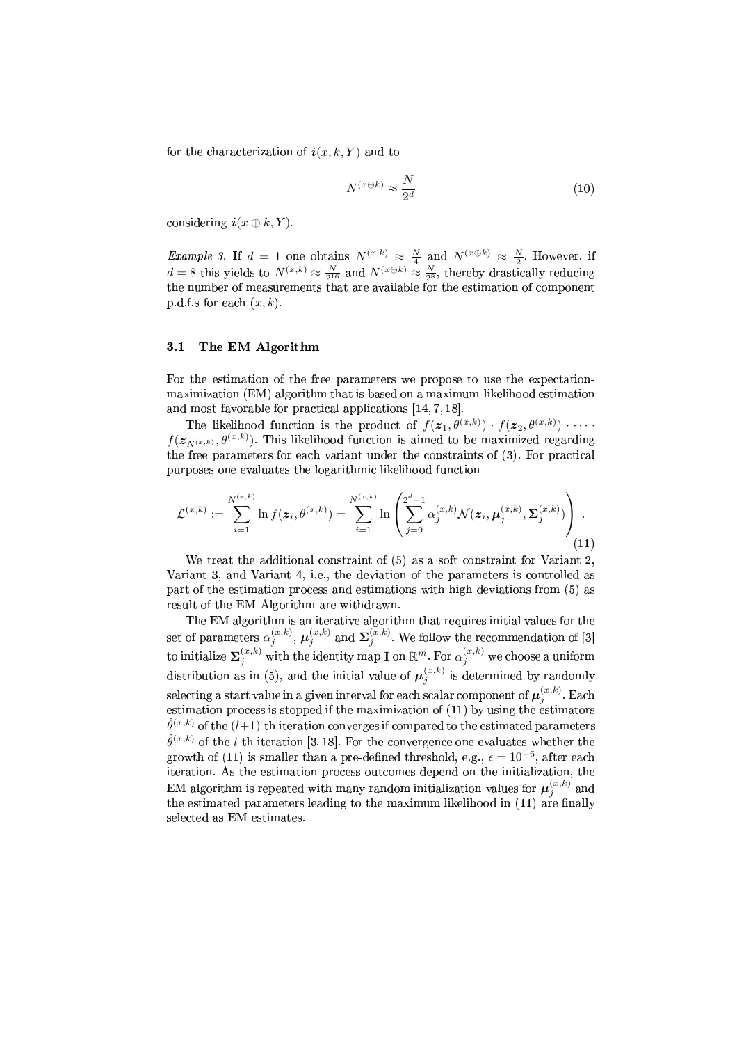for the characterization of $\boldsymbol{i}(x, k, Y)$ and to

$$N^{(x \oplus k)} \approx \frac{N}{2^d} \tag{10}$$

considering $\boldsymbol{i}(x \oplus k, Y)$.

*Example 3.* If $d = 1$ one obtains $N^{(x,k)} \approx \frac{N}{4}$ and $N^{(x \oplus k)} \approx \frac{N}{2}$. However, if $d = 8$ this yields to $N^{(x,k)} \approx \frac{N}{2^{16}}$ and $N^{(x \oplus k)} \approx \frac{N}{2^8}$, thereby drastically reducing the number of measurements that are available for the estimation of component p.d.f.s for each $(x, k)$.

### 3.1 The EM Algorithm

For the estimation of the free parameters we propose to use the expectation-maximization (EM) algorithm that is based on a maximum-likelihood estimation and most favorable for practical applications [14, 7, 18].

The likelihood function is the product of $f(\boldsymbol{z}_1, \theta^{(x,k)}) \cdot f(\boldsymbol{z}_2, \theta^{(x,k)}) \cdot \ldots \cdot f(\boldsymbol{z}_{N^{(x,k)}}, \theta^{(x,k)})$. This likelihood function is aimed to be maximized regarding the free parameters for each variant under the constraints of (3). For practical purposes one evaluates the logarithmic likelihood function

$$\mathcal{L}^{(x,k)} := \sum_{i=1}^{N^{(x,k)}} \ln f(\boldsymbol{z}_i, \theta^{(x,k)}) = \sum_{i=1}^{N^{(x,k)}} \ln \left( \sum_{j=0}^{2^d-1} \alpha_j^{(x,k)} \mathcal{N}(\boldsymbol{z}_i, \boldsymbol{\mu}_j^{(x,k)}, \boldsymbol{\Sigma}_j^{(x,k)}) \right) . \tag{11}$$

We treat the additional constraint of (5) as a soft constraint for Variant 2, Variant 3, and Variant 4, i.e., the deviation of the parameters is controlled as part of the estimation process and estimations with high deviations from (5) as result of the EM Algorithm are withdrawn.

The EM algorithm is an iterative algorithm that requires initial values for the set of parameters $\alpha_j^{(x,k)}$, $\boldsymbol{\mu}_j^{(x,k)}$ and $\boldsymbol{\Sigma}_j^{(x,k)}$. We follow the recommendation of [3] to initialize $\boldsymbol{\Sigma}_j^{(x,k)}$ with the identity map $\mathbf{I}$ on $\mathbb{R}^m$. For $\alpha_j^{(x,k)}$ we choose a uniform distribution as in (5), and the initial value of $\boldsymbol{\mu}_j^{(x,k)}$ is determined by randomly selecting a start value in a given interval for each scalar component of $\boldsymbol{\mu}_j^{(x,k)}$. Each estimation process is stopped if the maximization of (11) by using the estimators $\hat{\theta}^{(x,k)}$ of the $(l+1)$-th iteration converges if compared to the estimated parameters $\hat{\theta}^{(x,k)}$ of the $l$-th iteration [3, 18]. For the convergence one evaluates whether the growth of (11) is smaller than a pre-defined threshold, e.g., $\epsilon = 10^{-6}$, after each iteration. As the estimation process outcomes depend on the initialization, the EM algorithm is repeated with many random initialization values for $\boldsymbol{\mu}_j^{(x,k)}$ and the estimated parameters leading to the maximum likelihood in (11) are finally selected as EM estimates.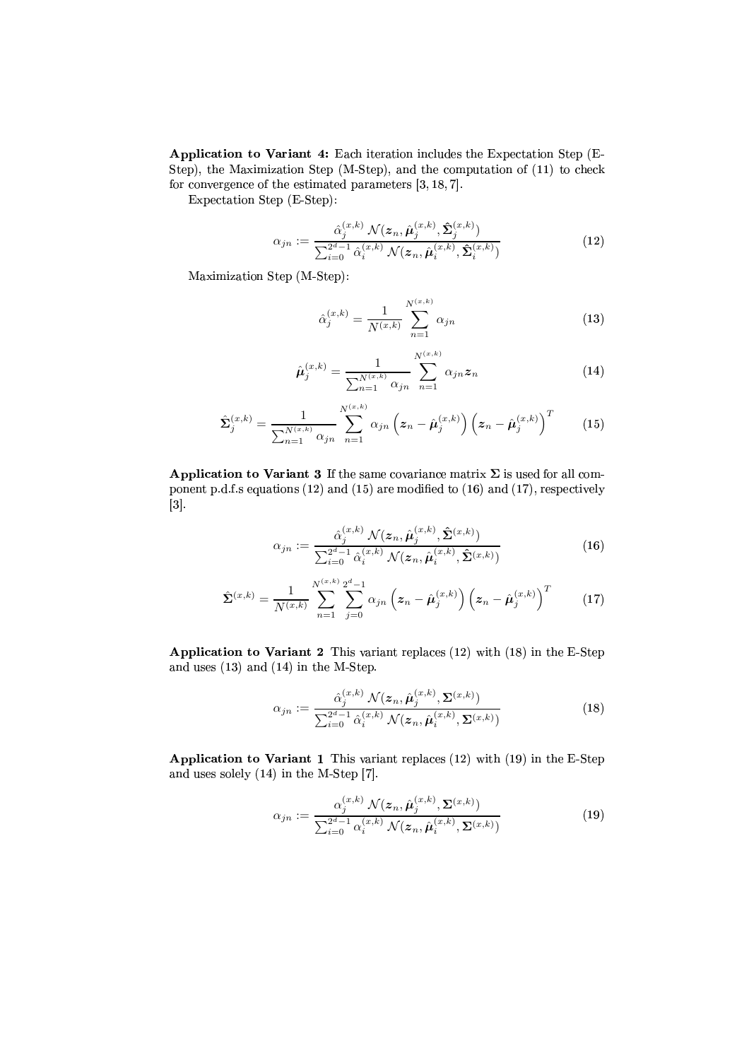**Application to Variant 4:** Each iteration includes the Expectation Step (E-Step), the Maximization Step (M-Step), and the computation of (11) to check for convergence of the estimated parameters [3, 18, 7].

Expectation Step (E-Step):

$$\alpha_{jn} := \frac{\hat{\alpha}_j^{(x,k)}\, \mathcal{N}(\boldsymbol{z}_n, \hat{\boldsymbol{\mu}}_j^{(x,k)}, \hat{\boldsymbol{\Sigma}}_j^{(x,k)})}{\sum_{i=0}^{2^d-1} \hat{\alpha}_i^{(x,k)}\, \mathcal{N}(\boldsymbol{z}_n, \hat{\boldsymbol{\mu}}_i^{(x,k)}, \hat{\boldsymbol{\Sigma}}_i^{(x,k)})} \tag{12}$$

Maximization Step (M-Step):

$$\hat{\alpha}_j^{(x,k)} = \frac{1}{N^{(x,k)}} \sum_{n=1}^{N^{(x,k)}} \alpha_{jn} \tag{13}$$

$$\hat{\boldsymbol{\mu}}_j^{(x,k)} = \frac{1}{\sum_{n=1}^{N^{(x,k)}} \alpha_{jn}} \sum_{n=1}^{N^{(x,k)}} \alpha_{jn} \boldsymbol{z}_n \tag{14}$$

$$\hat{\boldsymbol{\Sigma}}_j^{(x,k)} = \frac{1}{\sum_{n=1}^{N^{(x,k)}} \alpha_{jn}} \sum_{n=1}^{N^{(x,k)}} \alpha_{jn} \left(\boldsymbol{z}_n - \hat{\boldsymbol{\mu}}_j^{(x,k)}\right) \left(\boldsymbol{z}_n - \hat{\boldsymbol{\mu}}_j^{(x,k)}\right)^T \tag{15}$$

**Application to Variant 3** If the same covariance matrix $\boldsymbol{\Sigma}$ is used for all component p.d.f.s equations (12) and (15) are modified to (16) and (17), respectively [3].

$$\alpha_{jn} := \frac{\hat{\alpha}_j^{(x,k)}\, \mathcal{N}(\boldsymbol{z}_n, \hat{\boldsymbol{\mu}}_j^{(x,k)}, \hat{\boldsymbol{\Sigma}}^{(x,k)})}{\sum_{i=0}^{2^d-1} \hat{\alpha}_i^{(x,k)}\, \mathcal{N}(\boldsymbol{z}_n, \hat{\boldsymbol{\mu}}_i^{(x,k)}, \hat{\boldsymbol{\Sigma}}^{(x,k)})} \tag{16}$$

$$\hat{\boldsymbol{\Sigma}}^{(x,k)} = \frac{1}{N^{(x,k)}} \sum_{n=1}^{N^{(x,k)}} \sum_{j=0}^{2^d-1} \alpha_{jn} \left(\boldsymbol{z}_n - \hat{\boldsymbol{\mu}}_j^{(x,k)}\right) \left(\boldsymbol{z}_n - \hat{\boldsymbol{\mu}}_j^{(x,k)}\right)^T \tag{17}$$

**Application to Variant 2** This variant replaces (12) with (18) in the E-Step and uses (13) and (14) in the M-Step.

$$\alpha_{jn} := \frac{\hat{\alpha}_j^{(x,k)}\, \mathcal{N}(\boldsymbol{z}_n, \hat{\boldsymbol{\mu}}_j^{(x,k)}, \boldsymbol{\Sigma}^{(x,k)})}{\sum_{i=0}^{2^d-1} \hat{\alpha}_i^{(x,k)}\, \mathcal{N}(\boldsymbol{z}_n, \hat{\boldsymbol{\mu}}_i^{(x,k)}, \boldsymbol{\Sigma}^{(x,k)})} \tag{18}$$

**Application to Variant 1** This variant replaces (12) with (19) in the E-Step and uses solely (14) in the M-Step [7].

$$\alpha_{jn} := \frac{\alpha_j^{(x,k)}\, \mathcal{N}(\boldsymbol{z}_n, \hat{\boldsymbol{\mu}}_j^{(x,k)}, \boldsymbol{\Sigma}^{(x,k)})}{\sum_{i=0}^{2^d-1} \alpha_i^{(x,k)}\, \mathcal{N}(\boldsymbol{z}_n, \hat{\boldsymbol{\mu}}_i^{(x,k)}, \boldsymbol{\Sigma}^{(x,k)})} \tag{19}$$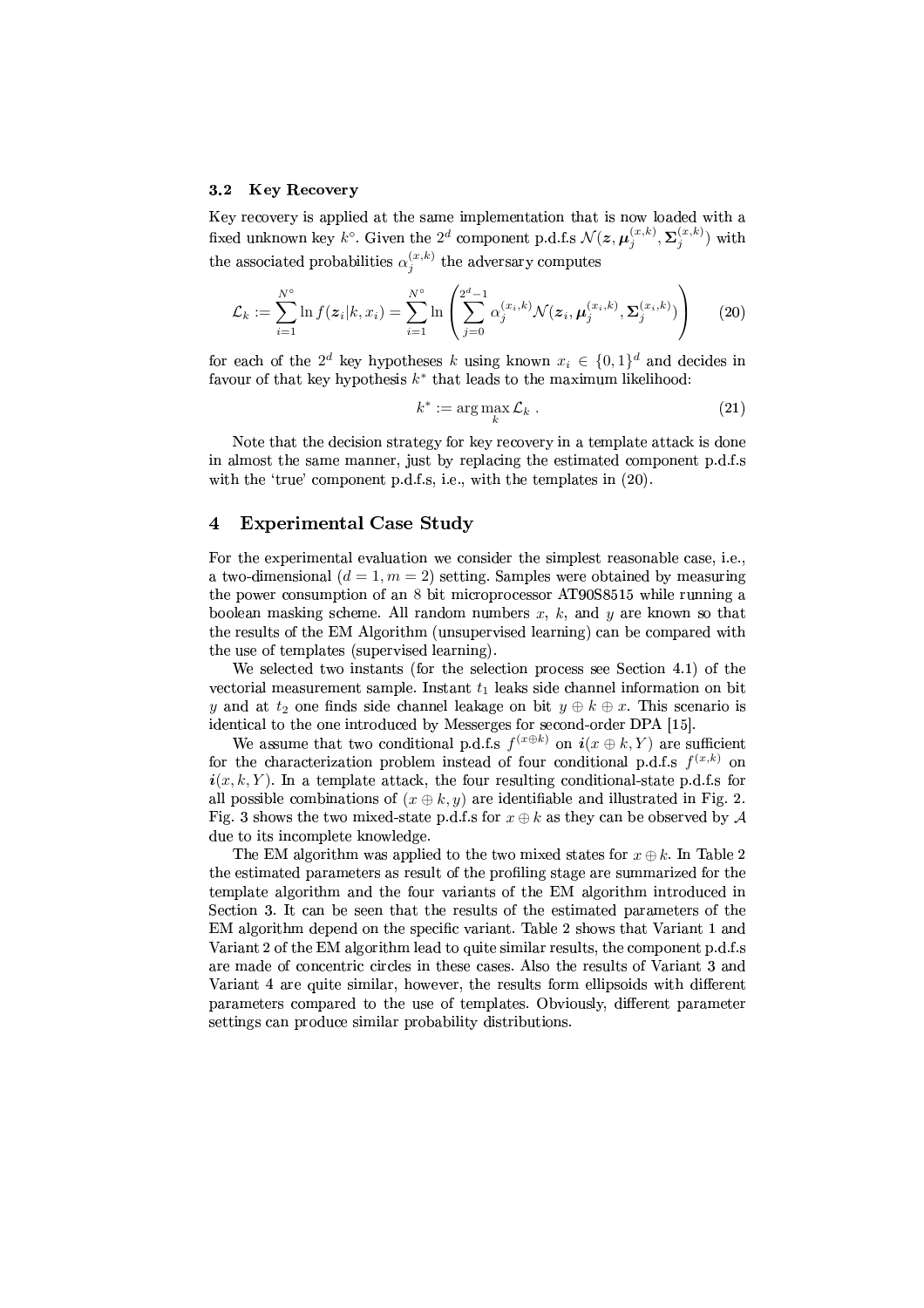### 3.2 Key Recovery

Key recovery is applied at the same implementation that is now loaded with a fixed unknown key $k^{\circ}$. Given the $2^d$ component p.d.f.s $\mathcal{N}(\boldsymbol{z}, \boldsymbol{\mu}_j^{(x,k)}, \boldsymbol{\Sigma}_j^{(x,k)})$ with the associated probabilities $\alpha_j^{(x,k)}$ the adversary computes

$$\mathcal{L}_k := \sum_{i=1}^{N^{\circ}} \ln f(\boldsymbol{z}_i|k, x_i) = \sum_{i=1}^{N^{\circ}} \ln \left( \sum_{j=0}^{2^d-1} \alpha_j^{(x_i,k)} \mathcal{N}(\boldsymbol{z}_i, \boldsymbol{\mu}_j^{(x_i,k)}, \boldsymbol{\Sigma}_j^{(x_i,k)}) \right) \tag{20}$$

for each of the $2^d$ key hypotheses $k$ using known $x_i \in \{0,1\}^d$ and decides in favour of that key hypothesis $k^*$ that leads to the maximum likelihood:

$$k^* := \arg\max_k \mathcal{L}_k \; . \tag{21}$$

Note that the decision strategy for key recovery in a template attack is done in almost the same manner, just by replacing the estimated component p.d.f.s with the 'true' component p.d.f.s, i.e., with the templates in (20).

## 4 Experimental Case Study

For the experimental evaluation we consider the simplest reasonable case, i.e., a two-dimensional ($d = 1, m = 2$) setting. Samples were obtained by measuring the power consumption of an 8 bit microprocessor AT90S8515 while running a boolean masking scheme. All random numbers $x$, $k$, and $y$ are known so that the results of the EM Algorithm (unsupervised learning) can be compared with the use of templates (supervised learning).

We selected two instants (for the selection process see Section 4.1) of the vectorial measurement sample. Instant $t_1$ leaks side channel information on bit $y$ and at $t_2$ one finds side channel leakage on bit $y \oplus k \oplus x$. This scenario is identical to the one introduced by Messerges for second-order DPA [15].

We assume that two conditional p.d.f.s $f^{(x \oplus k)}$ on $\boldsymbol{i}(x \oplus k, Y)$ are sufficient for the characterization problem instead of four conditional p.d.f.s $f^{(x,k)}$ on $\boldsymbol{i}(x, k, Y)$. In a template attack, the four resulting conditional-state p.d.f.s for all possible combinations of $(x \oplus k, y)$ are identifiable and illustrated in Fig. 2. Fig. 3 shows the two mixed-state p.d.f.s for $x \oplus k$ as they can be observed by $\mathcal{A}$ due to its incomplete knowledge.

The EM algorithm was applied to the two mixed states for $x \oplus k$. In Table 2 the estimated parameters as result of the profiling stage are summarized for the template algorithm and the four variants of the EM algorithm introduced in Section 3. It can be seen that the results of the estimated parameters of the EM algorithm depend on the specific variant. Table 2 shows that Variant 1 and Variant 2 of the EM algorithm lead to quite similar results, the component p.d.f.s are made of concentric circles in these cases. Also the results of Variant 3 and Variant 4 are quite similar, however, the results form ellipsoids with different parameters compared to the use of templates. Obviously, different parameter settings can produce similar probability distributions.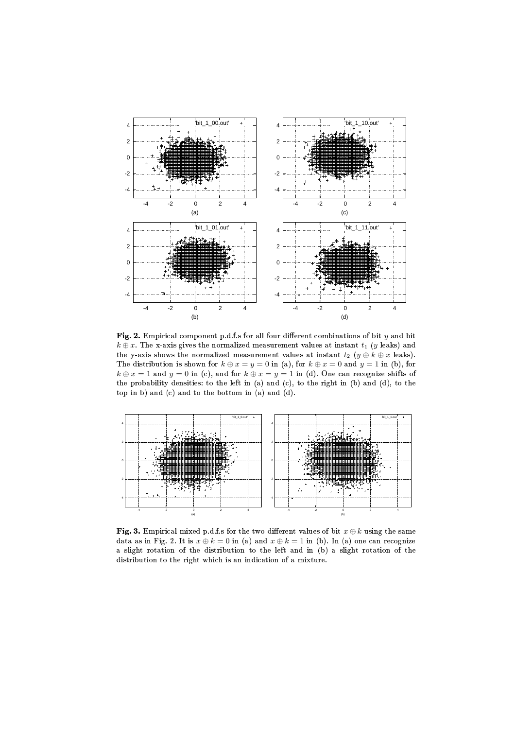**Fig. 2.** Empirical component p.d.f.s for all four different combinations of bit $y$ and bit $k \oplus x$. The x-axis gives the normalized measurement values at instant $t_1$ ($y$ leaks) and the y-axis shows the normalized measurement values at instant $t_2$ ($y \oplus k \oplus x$ leaks). The distribution is shown for $k \oplus x = y = 0$ in (a), for $k \oplus x = 0$ and $y = 1$ in (b), for $k \oplus x = 1$ and $y = 0$ in (c), and for $k \oplus x = y = 1$ in (d). One can recognize shifts of the probability densities: to the left in (a) and (c), to the right in (b) and (d), to the top in b) and (c) and to the bottom in (a) and (d).

**Fig. 3.** Empirical mixed p.d.f.s for the two different values of bit $x \oplus k$ using the same data as in Fig. 2. It is $x \oplus k = 0$ in (a) and $x \oplus k = 1$ in (b). In (a) one can recognize a slight rotation of the distribution to the left and in (b) a slight rotation of the distribution to the right which is an indication of a mixture.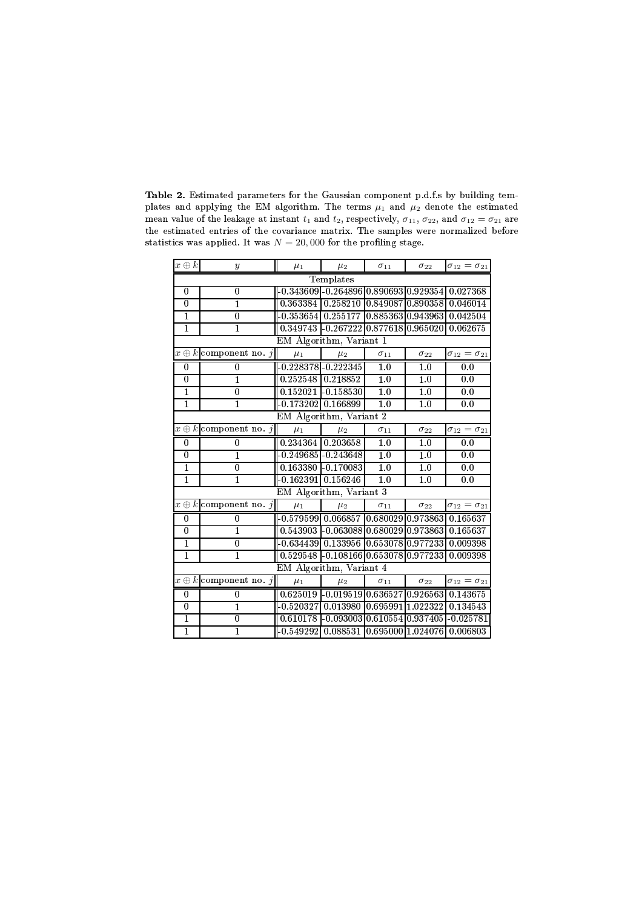**Table 2.** Estimated parameters for the Gaussian component p.d.f.s by building templates and applying the EM algorithm. The terms $\mu_1$ and $\mu_2$ denote the estimated mean value of the leakage at instant $t_1$ and $t_2$, respectively, $\sigma_{11}$, $\sigma_{22}$, and $\sigma_{12} = \sigma_{21}$ are the estimated entries of the covariance matrix. The samples were normalized before statistics was applied. It was $N = 20,000$ for the profiling stage.

| $x \oplus k$ | $y$ | $\mu_1$ | $\mu_2$ | $\sigma_{11}$ | $\sigma_{22}$ | $\sigma_{12} = \sigma_{21}$ |
|---|---|---|---|---|---|---|
| Templates | | | | | | |
| 0 | 0 | -0.343609 | -0.264896 | 0.890693 | 0.929354 | 0.027368 |
| 0 | 1 | 0.363384 | 0.258210 | 0.849087 | 0.890358 | 0.046014 |
| 1 | 0 | -0.353654 | 0.255177 | 0.885363 | 0.943963 | 0.042504 |
| 1 | 1 | 0.349743 | -0.267222 | 0.877618 | 0.965020 | 0.062675 |
| EM Algorithm, Variant 1 | | | | | | |
| $x \oplus k$ | component no. $j$ | $\mu_1$ | $\mu_2$ | $\sigma_{11}$ | $\sigma_{22}$ | $\sigma_{12} = \sigma_{21}$ |
| 0 | 0 | -0.228378 | -0.222345 | 1.0 | 1.0 | 0.0 |
| 0 | 1 | 0.252548 | 0.218852 | 1.0 | 1.0 | 0.0 |
| 1 | 0 | 0.152021 | -0.158530 | 1.0 | 1.0 | 0.0 |
| 1 | 1 | -0.173202 | 0.166899 | 1.0 | 1.0 | 0.0 |
| EM Algorithm, Variant 2 | | | | | | |
| $x \oplus k$ | component no. $j$ | $\mu_1$ | $\mu_2$ | $\sigma_{11}$ | $\sigma_{22}$ | $\sigma_{12} = \sigma_{21}$ |
| 0 | 0 | 0.234364 | 0.203658 | 1.0 | 1.0 | 0.0 |
| 0 | 1 | -0.249685 | -0.243648 | 1.0 | 1.0 | 0.0 |
| 1 | 0 | 0.163380 | -0.170083 | 1.0 | 1.0 | 0.0 |
| 1 | 1 | -0.162391 | 0.156246 | 1.0 | 1.0 | 0.0 |
| EM Algorithm, Variant 3 | | | | | | |
| $x \oplus k$ | component no. $j$ | $\mu_1$ | $\mu_2$ | $\sigma_{11}$ | $\sigma_{22}$ | $\sigma_{12} = \sigma_{21}$ |
| 0 | 0 | -0.579599 | 0.066857 | 0.680029 | 0.973863 | 0.165637 |
| 0 | 1 | 0.543903 | -0.063088 | 0.680029 | 0.973863 | 0.165637 |
| 1 | 0 | -0.634439 | 0.133956 | 0.653078 | 0.977233 | 0.009398 |
| 1 | 1 | 0.529548 | -0.108166 | 0.653078 | 0.977233 | 0.009398 |
| EM Algorithm, Variant 4 | | | | | | |
| $x \oplus k$ | component no. $j$ | $\mu_1$ | $\mu_2$ | $\sigma_{11}$ | $\sigma_{22}$ | $\sigma_{12} = \sigma_{21}$ |
| 0 | 0 | 0.625019 | -0.019519 | 0.636527 | 0.926563 | 0.143675 |
| 0 | 1 | -0.520327 | 0.013980 | 0.695991 | 1.022322 | 0.134543 |
| 1 | 0 | 0.610178 | -0.093003 | 0.610554 | 0.937405 | -0.025781 |
| 1 | 1 | -0.549292 | 0.088531 | 0.695000 | 1.024076 | 0.006803 |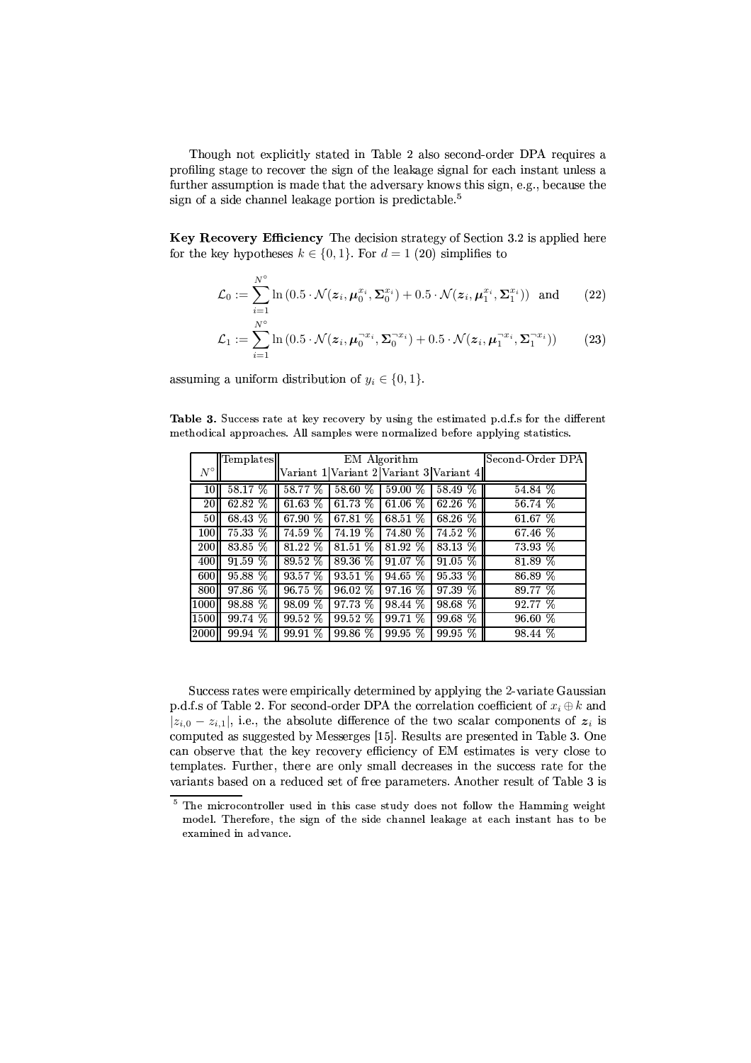Though not explicitly stated in Table 2 also second-order DPA requires a profiling stage to recover the sign of the leakage signal for each instant unless a further assumption is made that the adversary knows this sign, e.g., because the sign of a side channel leakage portion is predictable.[5]

**Key Recovery Efficiency** The decision strategy of Section 3.2 is applied here for the key hypotheses $k \in \{0, 1\}$. For $d = 1$ (20) simplifies to

$$\mathcal{L}_0 := \sum_{i=1}^{N^\circ} \ln\left(0.5 \cdot \mathcal{N}(\boldsymbol{z}_i, \boldsymbol{\mu}_0^{x_i}, \boldsymbol{\Sigma}_0^{x_i}) + 0.5 \cdot \mathcal{N}(\boldsymbol{z}_i, \boldsymbol{\mu}_1^{x_i}, \boldsymbol{\Sigma}_1^{x_i})\right) \quad \text{and} \tag{22}$$

$$\mathcal{L}_1 := \sum_{i=1}^{N^\circ} \ln\left(0.5 \cdot \mathcal{N}(\boldsymbol{z}_i, \boldsymbol{\mu}_0^{\neg x_i}, \boldsymbol{\Sigma}_0^{\neg x_i}) + 0.5 \cdot \mathcal{N}(\boldsymbol{z}_i, \boldsymbol{\mu}_1^{\neg x_i}, \boldsymbol{\Sigma}_1^{\neg x_i})\right) \tag{23}$$

assuming a uniform distribution of $y_i \in \{0, 1\}$.

**Table 3.** Success rate at key recovery by using the estimated p.d.f.s for the different methodical approaches. All samples were normalized before applying statistics.

| $N^\circ$ | Templates | EM Algorithm | | | | Second-Order DPA |
|---|---|---|---|---|---|---|
| | | Variant 1 | Variant 2 | Variant 3 | Variant 4 | |
| 10 | 58.17 % | 58.77 % | 58.60 % | 59.00 % | 58.49 % | 54.84 % |
| 20 | 62.82 % | 61.63 % | 61.73 % | 61.06 % | 62.26 % | 56.74 % |
| 50 | 68.43 % | 67.90 % | 67.81 % | 68.51 % | 68.26 % | 61.67 % |
| 100 | 75.33 % | 74.59 % | 74.19 % | 74.80 % | 74.52 % | 67.46 % |
| 200 | 83.85 % | 81.22 % | 81.51 % | 81.92 % | 83.13 % | 73.93 % |
| 400 | 91.59 % | 89.52 % | 89.36 % | 91.07 % | 91.05 % | 81.89 % |
| 600 | 95.88 % | 93.57 % | 93.51 % | 94.65 % | 95.33 % | 86.89 % |
| 800 | 97.86 % | 96.75 % | 96.02 % | 97.16 % | 97.39 % | 89.77 % |
| 1000 | 98.88 % | 98.09 % | 97.73 % | 98.44 % | 98.68 % | 92.77 % |
| 1500 | 99.74 % | 99.52 % | 99.52 % | 99.71 % | 99.68 % | 96.60 % |
| 2000 | 99.94 % | 99.91 % | 99.86 % | 99.95 % | 99.95 % | 98.44 % |

Success rates were empirically determined by applying the 2-variate Gaussian p.d.f.s of Table 2. For second-order DPA the correlation coefficient of $x_i \oplus k$ and $|z_{i,0} - z_{i,1}|$, i.e., the absolute difference of the two scalar components of $\boldsymbol{z}_i$ is computed as suggested by Messerges [15]. Results are presented in Table 3. One can observe that the key recovery efficiency of EM estimates is very close to templates. Further, there are only small decreases in the success rate for the variants based on a reduced set of free parameters. Another result of Table 3 is

[5] The microcontroller used in this case study does not follow the Hamming weight model. Therefore, the sign of the side channel leakage at each instant has to be examined in advance.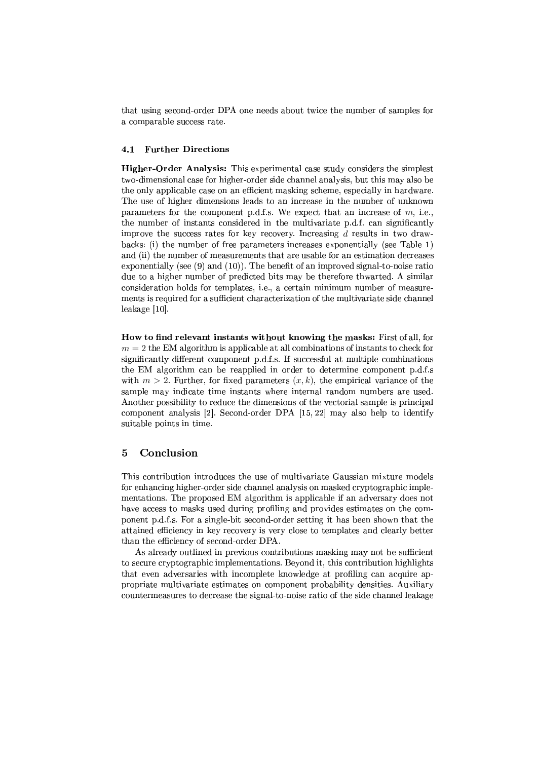that using second-order DPA one needs about twice the number of samples for a comparable success rate.

### 4.1 Further Directions

**Higher-Order Analysis:** This experimental case study considers the simplest two-dimensional case for higher-order side channel analysis, but this may also be the only applicable case on an efficient masking scheme, especially in hardware. The use of higher dimensions leads to an increase in the number of unknown parameters for the component p.d.f.s. We expect that an increase of $m$, i.e., the number of instants considered in the multivariate p.d.f. can significantly improve the success rates for key recovery. Increasing $d$ results in two drawbacks: (i) the number of free parameters increases exponentially (see Table 1) and (ii) the number of measurements that are usable for an estimation decreases exponentially (see (9) and (10)). The benefit of an improved signal-to-noise ratio due to a higher number of predicted bits may be therefore thwarted. A similar consideration holds for templates, i.e., a certain minimum number of measurements is required for a sufficient characterization of the multivariate side channel leakage [10].

**How to find relevant instants without knowing the masks:** First of all, for $m = 2$ the EM algorithm is applicable at all combinations of instants to check for significantly different component p.d.f.s. If successful at multiple combinations the EM algorithm can be reapplied in order to determine component p.d.f.s with $m > 2$. Further, for fixed parameters $(x, k)$, the empirical variance of the sample may indicate time instants where internal random numbers are used. Another possibility to reduce the dimensions of the vectorial sample is principal component analysis [2]. Second-order DPA [15, 22] may also help to identify suitable points in time.

## 5 Conclusion

This contribution introduces the use of multivariate Gaussian mixture models for enhancing higher-order side channel analysis on masked cryptographic implementations. The proposed EM algorithm is applicable if an adversary does not have access to masks used during profiling and provides estimates on the component p.d.f.s. For a single-bit second-order setting it has been shown that the attained efficiency in key recovery is very close to templates and clearly better than the efficiency of second-order DPA.

As already outlined in previous contributions masking may not be sufficient to secure cryptographic implementations. Beyond it, this contribution highlights that even adversaries with incomplete knowledge at profiling can acquire appropriate multivariate estimates on component probability densities. Auxiliary countermeasures to decrease the signal-to-noise ratio of the side channel leakage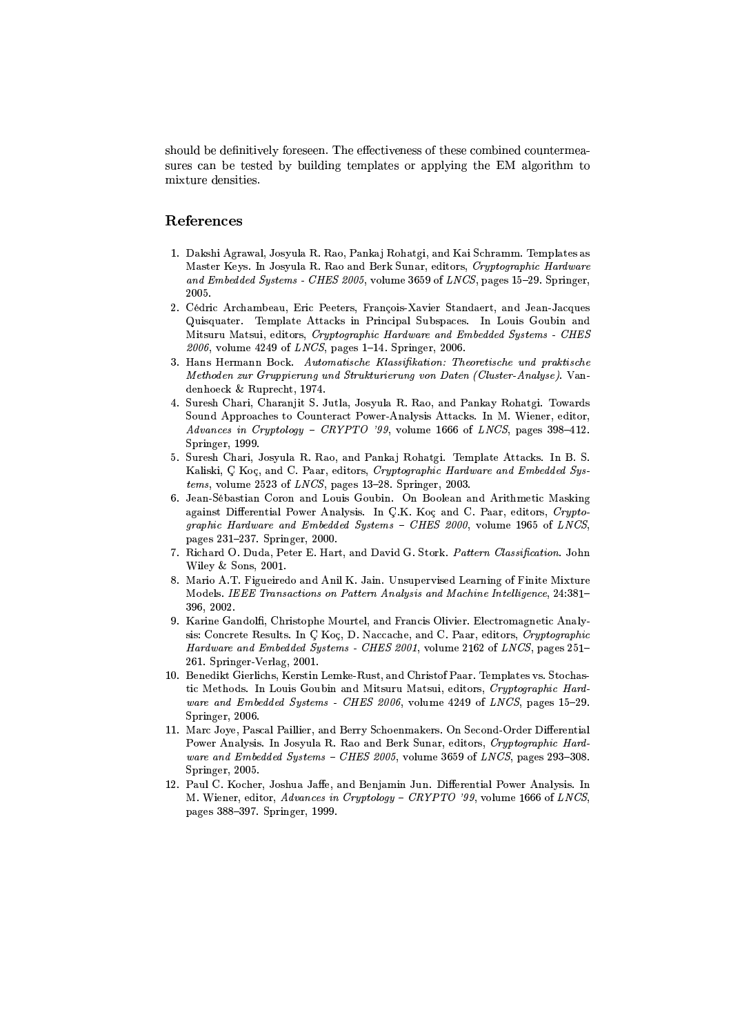should be definitively foreseen. The effectiveness of these combined countermeasures can be tested by building templates or applying the EM algorithm to mixture densities.

## References

1. Dakshi Agrawal, Josyula R. Rao, Pankaj Rohatgi, and Kai Schramm. Templates as Master Keys. In Josyula R. Rao and Berk Sunar, editors, *Cryptographic Hardware and Embedded Systems - CHES 2005*, volume 3659 of *LNCS*, pages 15–29. Springer, 2005.
2. Cédric Archambeau, Eric Peeters, François-Xavier Standaert, and Jean-Jacques Quisquater. Template Attacks in Principal Subspaces. In Louis Goubin and Mitsuru Matsui, editors, *Cryptographic Hardware and Embedded Systems - CHES 2006*, volume 4249 of *LNCS*, pages 1–14. Springer, 2006.
3. Hans Hermann Bock. *Automatische Klassifikation: Theoretische und praktische Methoden zur Gruppierung und Strukturierung von Daten (Cluster-Analyse)*. Vandenhoeck & Ruprecht, 1974.
4. Suresh Chari, Charanjit S. Jutla, Josyula R. Rao, and Pankay Rohatgi. Towards Sound Approaches to Counteract Power-Analysis Attacks. In M. Wiener, editor, *Advances in Cryptology – CRYPTO '99*, volume 1666 of *LNCS*, pages 398–412. Springer, 1999.
5. Suresh Chari, Josyula R. Rao, and Pankaj Rohatgi. Template Attacks. In B. S. Kaliski, Ç Koç, and C. Paar, editors, *Cryptographic Hardware and Embedded Systems*, volume 2523 of *LNCS*, pages 13–28. Springer, 2003.
6. Jean-Sébastian Coron and Louis Goubin. On Boolean and Arithmetic Masking against Differential Power Analysis. In Ç.K. Koç and C. Paar, editors, *Cryptographic Hardware and Embedded Systems – CHES 2000*, volume 1965 of *LNCS*, pages 231–237. Springer, 2000.
7. Richard O. Duda, Peter E. Hart, and David G. Stork. *Pattern Classification*. John Wiley & Sons, 2001.
8. Mario A.T. Figueiredo and Anil K. Jain. Unsupervised Learning of Finite Mixture Models. *IEEE Transactions on Pattern Analysis and Machine Intelligence*, 24:381–396, 2002.
9. Karine Gandolfi, Christophe Mourtel, and Francis Olivier. Electromagnetic Analysis: Concrete Results. In Ç Koç, D. Naccache, and C. Paar, editors, *Cryptographic Hardware and Embedded Systems - CHES 2001*, volume 2162 of *LNCS*, pages 251–261. Springer-Verlag, 2001.
10. Benedikt Gierlichs, Kerstin Lemke-Rust, and Christof Paar. Templates vs. Stochastic Methods. In Louis Goubin and Mitsuru Matsui, editors, *Cryptographic Hardware and Embedded Systems - CHES 2006*, volume 4249 of *LNCS*, pages 15–29. Springer, 2006.
11. Marc Joye, Pascal Paillier, and Berry Schoenmakers. On Second-Order Differential Power Analysis. In Josyula R. Rao and Berk Sunar, editors, *Cryptographic Hardware and Embedded Systems – CHES 2005*, volume 3659 of *LNCS*, pages 293–308. Springer, 2005.
12. Paul C. Kocher, Joshua Jaffe, and Benjamin Jun. Differential Power Analysis. In M. Wiener, editor, *Advances in Cryptology – CRYPTO '99*, volume 1666 of *LNCS*, pages 388–397. Springer, 1999.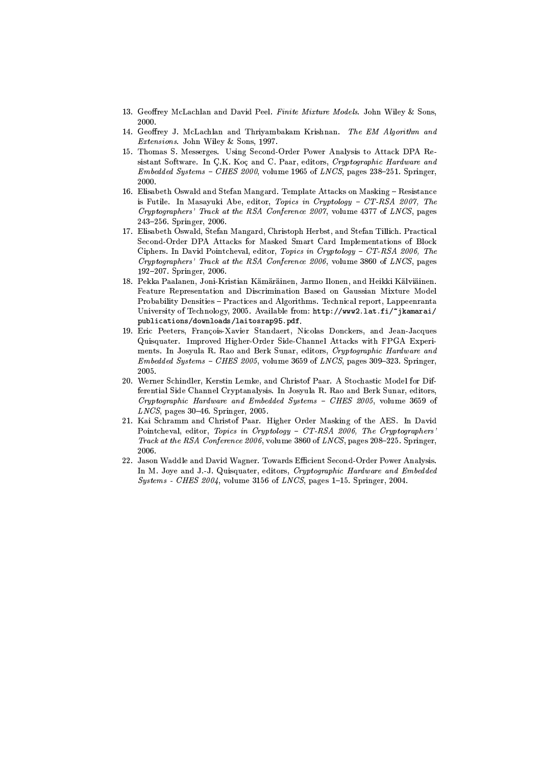13. Geoffrey McLachlan and David Peel. *Finite Mixture Models*. John Wiley & Sons, 2000.
14. Geoffrey J. McLachlan and Thriyambakam Krishnan. *The EM Algorithm and Extensions*. John Wiley & Sons, 1997.
15. Thomas S. Messerges. Using Second-Order Power Analysis to Attack DPA Resistant Software. In Ç.K. Koç and C. Paar, editors, *Cryptographic Hardware and Embedded Systems – CHES 2000*, volume 1965 of *LNCS*, pages 238–251. Springer, 2000.
16. Elisabeth Oswald and Stefan Mangard. Template Attacks on Masking – Resistance is Futile. In Masayuki Abe, editor, *Topics in Cryptology – CT-RSA 2007, The Cryptographers' Track at the RSA Conference 2007*, volume 4377 of *LNCS*, pages 243–256. Springer, 2006.
17. Elisabeth Oswald, Stefan Mangard, Christoph Herbst, and Stefan Tillich. Practical Second-Order DPA Attacks for Masked Smart Card Implementations of Block Ciphers. In David Pointcheval, editor, *Topics in Cryptology – CT-RSA 2006, The Cryptographers' Track at the RSA Conference 2006*, volume 3860 of *LNCS*, pages 192–207. Springer, 2006.
18. Pekka Paalanen, Joni-Kristian Kämäräinen, Jarmo Ilonen, and Heikki Kälviäinen. Feature Representation and Discrimination Based on Gaussian Mixture Model Probability Densities – Practices and Algorithms. Technical report, Lappeenranta University of Technology, 2005. Available from: `http://www2.lat.fi/~jkamarai/publications/downloads/laitosrap95.pdf`.
19. Eric Peeters, François-Xavier Standaert, Nicolas Donckers, and Jean-Jacques Quisquater. Improved Higher-Order Side-Channel Attacks with FPGA Experiments. In Josyula R. Rao and Berk Sunar, editors, *Cryptographic Hardware and Embedded Systems – CHES 2005*, volume 3659 of *LNCS*, pages 309–323. Springer, 2005.
20. Werner Schindler, Kerstin Lemke, and Christof Paar. A Stochastic Model for Differential Side Channel Cryptanalysis. In Josyula R. Rao and Berk Sunar, editors, *Cryptographic Hardware and Embedded Systems – CHES 2005*, volume 3659 of *LNCS*, pages 30–46. Springer, 2005.
21. Kai Schramm and Christof Paar. Higher Order Masking of the AES. In David Pointcheval, editor, *Topics in Cryptology – CT-RSA 2006, The Cryptographers' Track at the RSA Conference 2006*, volume 3860 of *LNCS*, pages 208–225. Springer, 2006.
22. Jason Waddle and David Wagner. Towards Efficient Second-Order Power Analysis. In M. Joye and J.-J. Quisquater, editors, *Cryptographic Hardware and Embedded Systems - CHES 2004*, volume 3156 of *LNCS*, pages 1–15. Springer, 2004.